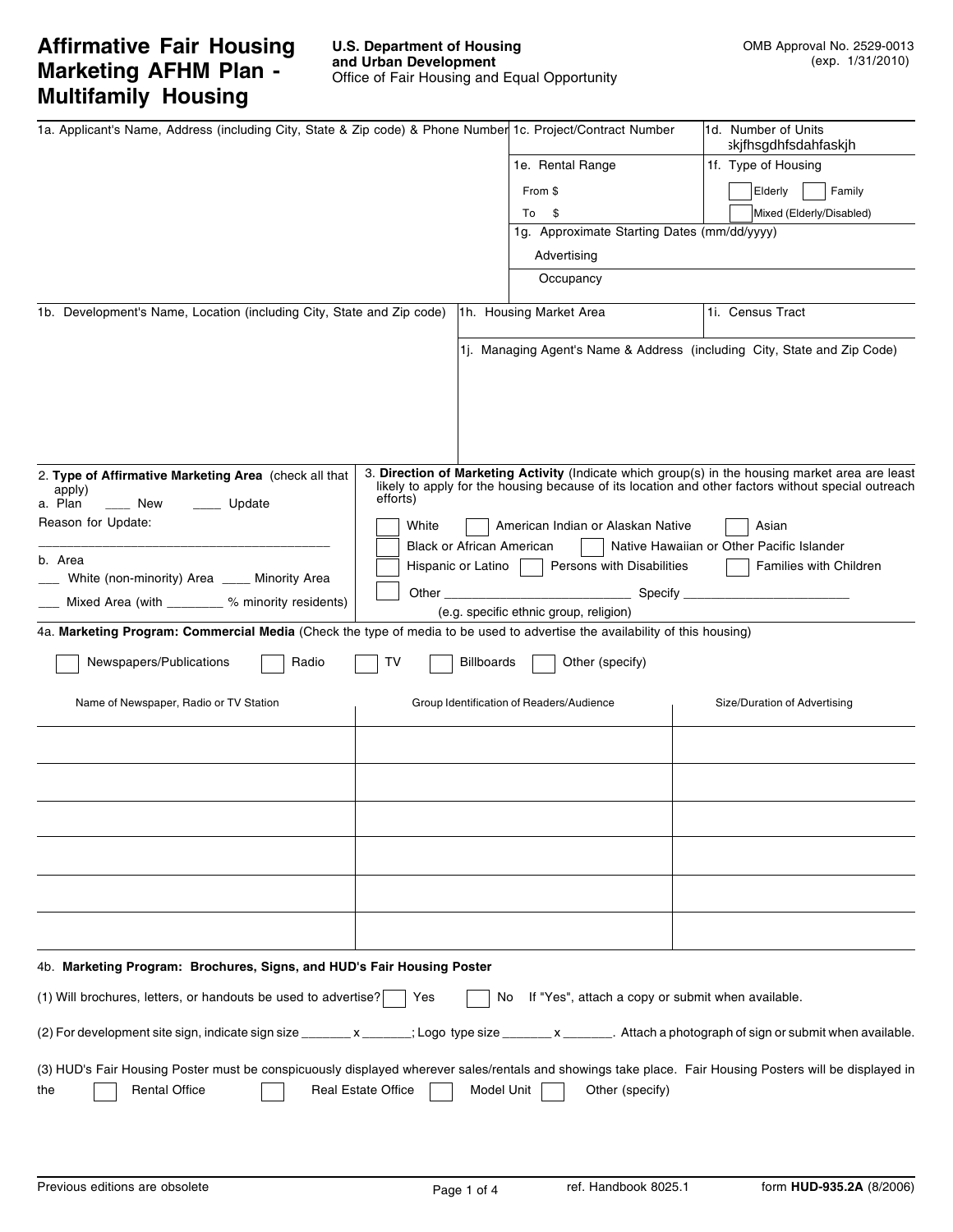# Affirmative Fair Housing Marketing AFHM Plan - Multifamily Housing

**U.S. Department of Housing and Urban Development**
Office of Fair Housing and Equal Opportunity

OMB Approval No. 2529-0013 (exp. 1/31/2010)

| 1a. Applicant's Name, Address (including City, State & Zip code) & Phone Number | 1c. Project/Contract Number | 1d. Number of Units skjfhsgdhfsdahfaskjh |
|---|---|---|
| | 1e. Rental Range<br>From $<br>To $ | 1f. Type of Housing<br>☐ Elderly ☐ Family<br>☐ Mixed (Elderly/Disabled) |
| | 1g. Approximate Starting Dates (mm/dd/yyyy)<br>Advertising<br>Occupancy | |

| 1b. Development's Name, Location (including City, State and Zip code) | 1h. Housing Market Area | 1i. Census Tract |
|---|---|---|
| | 1j. Managing Agent's Name & Address (including City, State and Zip Code) | |

2. **Type of Affirmative Marketing Area** (check all that apply)

a. Plan ____ New ____ Update

Reason for Update:

________________________________________

b. Area

___ White (non-minority) Area ____ Minority Area

___ Mixed Area (with _______ % minority residents)

3. **Direction of Marketing Activity** (Indicate which group(s) in the housing market area are least likely to apply for the housing because of its location and other factors without special outreach efforts)

☐ White ☐ American Indian or Alaskan Native ☐ Asian

☐ Black or African American ☐ Native Hawaiian or Other Pacific Islander

☐ Hispanic or Latino ☐ Persons with Disabilities ☐ Families with Children

☐ Other _________________________ Specify _______________________

(e.g. specific ethnic group, religion)

4a. **Marketing Program: Commercial Media** (Check the type of media to be used to advertise the availability of this housing)

☐ Newspapers/Publications ☐ Radio ☐ TV ☐ Billboards ☐ Other (specify)

| Name of Newspaper, Radio or TV Station | Group Identification of Readers/Audience | Size/Duration of Advertising |
|---|---|---|
| | | |
| | | |
| | | |
| | | |
| | | |
| | | |

4b. **Marketing Program: Brochures, Signs, and HUD's Fair Housing Poster**

(1) Will brochures, letters, or handouts be used to advertise? ☐ Yes ☐ No If "Yes", attach a copy or submit when available.

(2) For development site sign, indicate sign size _______ x _______; Logo type size _______ x _______. Attach a photograph of sign or submit when available.

(3) HUD's Fair Housing Poster must be conspicuously displayed wherever sales/rentals and showings take place. Fair Housing Posters will be displayed in the ☐ Rental Office ☐ Real Estate Office ☐ Model Unit ☐ Other (specify)

Previous editions are obsolete

ref. Handbook 8025.1

form **HUD-935.2A** (8/2006)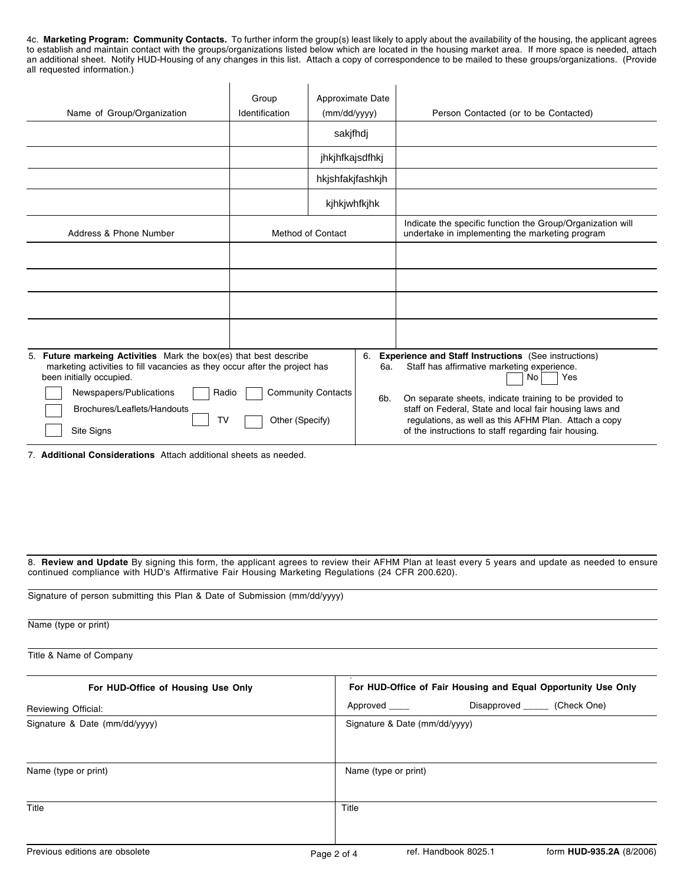4c. **Marketing Program: Community Contacts.** To further inform the group(s) least likely to apply about the availability of the housing, the applicant agrees to establish and maintain contact with the groups/organizations listed below which are located in the housing market area. If more space is needed, attach an additional sheet. Notify HUD-Housing of any changes in this list. Attach a copy of correspondence to be mailed to these groups/organizations. (Provide all requested information.)

| Name of Group/Organization | Group Identification | Approximate Date (mm/dd/yyyy) | Person Contacted (or to be Contacted) |
|---|---|---|---|
| | | sakjfhdj | |
| | | jhkjhfkajsdfhkj | |
| | | hkjshfakjfashkjh | |
| | | kjhkjwhfkjhk | |

| Address & Phone Number | Method of Contact | Indicate the specific function the Group/Organization will undertake in implementing the marketing program |
|---|---|---|
| | | |
| | | |
| | | |
| | | |

5. **Future markeing Activities** Mark the box(es) that best describe marketing activities to fill vacancies as they occur after the project has been initially occupied.

- ☐ Newspapers/Publications
- ☐ Radio
- ☐ Community Contacts
- ☐ Brochures/Leaflets/Handouts
- ☐ TV
- ☐ Other (Specify)
- ☐ Site Signs

6. **Experience and Staff Instructions** (See instructions)

6a. Staff has affirmative marketing experience. ☐ No ☐ Yes

6b. On separate sheets, indicate training to be provided to staff on Federal, State and local fair housing laws and regulations, as well as this AFHM Plan. Attach a copy of the instructions to staff regarding fair housing.

7. **Additional Considerations** Attach additional sheets as needed.

8. **Review and Update** By signing this form, the applicant agrees to review their AFHM Plan at least every 5 years and update as needed to ensure continued compliance with HUD's Affirmative Fair Housing Marketing Regulations (24 CFR 200.620).

Signature of person submitting this Plan & Date of Submission (mm/dd/yyyy)

Name (type or print)

Title & Name of Company

| **For HUD-Office of Housing Use Only** | **For HUD-Office of Fair Housing and Equal Opportunity Use Only** |
|---|---|
| Reviewing Official: | Approved ____ Disapproved _____ (Check One) |
| Signature & Date (mm/dd/yyyy) | Signature & Date (mm/dd/yyyy) |
| Name (type or print) | Name (type or print) |
| Title | Title |

Previous editions are obsolete ref. Handbook 8025.1 form **HUD-935.2A** (8/2006)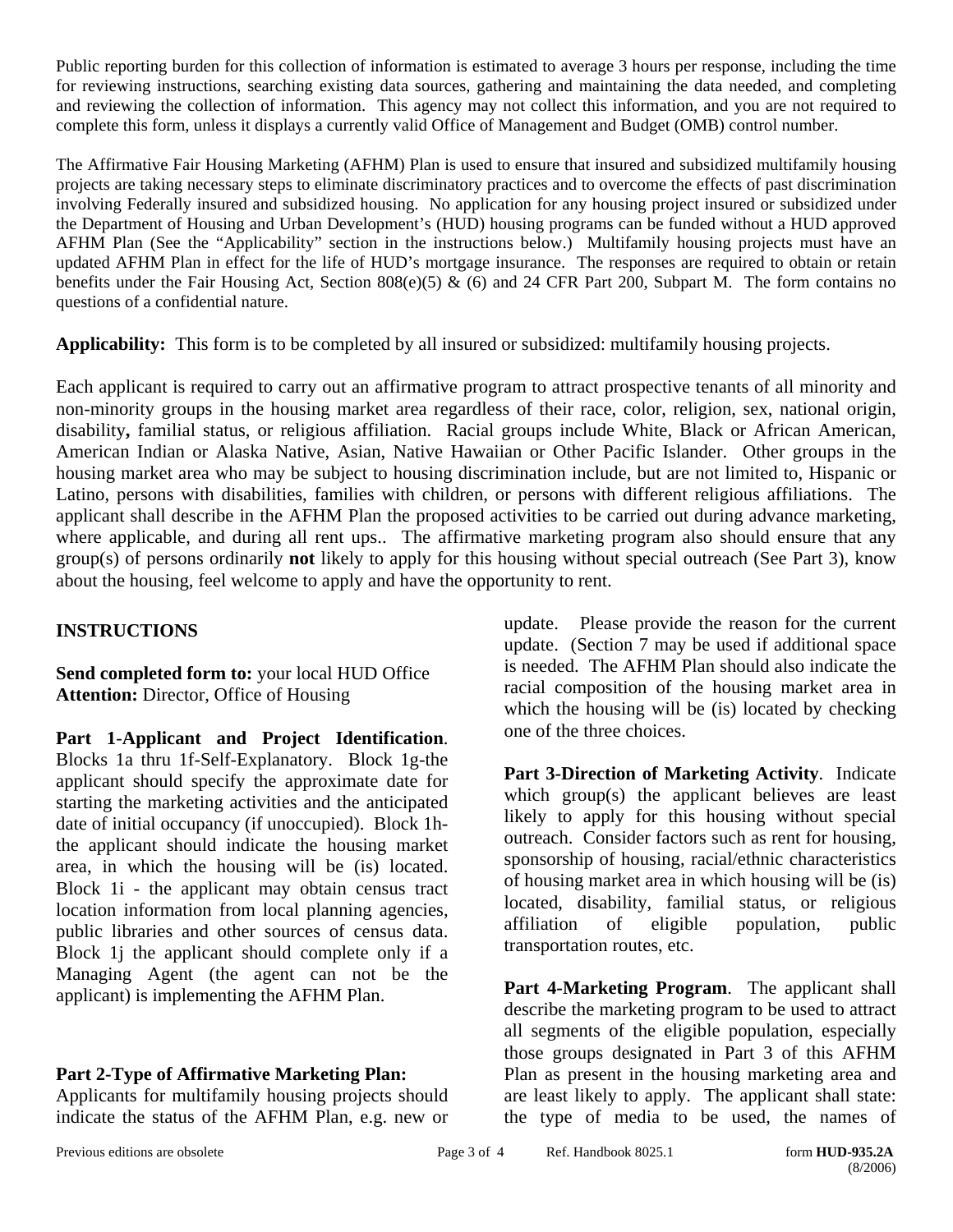Public reporting burden for this collection of information is estimated to average 3 hours per response, including the time for reviewing instructions, searching existing data sources, gathering and maintaining the data needed, and completing and reviewing the collection of information. This agency may not collect this information, and you are not required to complete this form, unless it displays a currently valid Office of Management and Budget (OMB) control number.

The Affirmative Fair Housing Marketing (AFHM) Plan is used to ensure that insured and subsidized multifamily housing projects are taking necessary steps to eliminate discriminatory practices and to overcome the effects of past discrimination involving Federally insured and subsidized housing. No application for any housing project insured or subsidized under the Department of Housing and Urban Development's (HUD) housing programs can be funded without a HUD approved AFHM Plan (See the "Applicability" section in the instructions below.) Multifamily housing projects must have an updated AFHM Plan in effect for the life of HUD's mortgage insurance. The responses are required to obtain or retain benefits under the Fair Housing Act, Section 808(e)(5) & (6) and 24 CFR Part 200, Subpart M. The form contains no questions of a confidential nature.

**Applicability:** This form is to be completed by all insured or subsidized: multifamily housing projects.

Each applicant is required to carry out an affirmative program to attract prospective tenants of all minority and non-minority groups in the housing market area regardless of their race, color, religion, sex, national origin, disability**,** familial status, or religious affiliation. Racial groups include White, Black or African American, American Indian or Alaska Native, Asian, Native Hawaiian or Other Pacific Islander. Other groups in the housing market area who may be subject to housing discrimination include, but are not limited to, Hispanic or Latino, persons with disabilities, families with children, or persons with different religious affiliations. The applicant shall describe in the AFHM Plan the proposed activities to be carried out during advance marketing, where applicable, and during all rent ups.. The affirmative marketing program also should ensure that any group(s) of persons ordinarily **not** likely to apply for this housing without special outreach (See Part 3), know about the housing, feel welcome to apply and have the opportunity to rent.

## INSTRUCTIONS

**Send completed form to:** your local HUD Office
**Attention:** Director, Office of Housing

**Part 1-Applicant and Project Identification**. Blocks 1a thru 1f-Self-Explanatory. Block 1g-the applicant should specify the approximate date for starting the marketing activities and the anticipated date of initial occupancy (if unoccupied). Block 1h-the applicant should indicate the housing market area, in which the housing will be (is) located. Block 1i - the applicant may obtain census tract location information from local planning agencies, public libraries and other sources of census data. Block 1j the applicant should complete only if a Managing Agent (the agent can not be the applicant) is implementing the AFHM Plan.

**Part 2-Type of Affirmative Marketing Plan:** Applicants for multifamily housing projects should indicate the status of the AFHM Plan, e.g. new or update. Please provide the reason for the current update. (Section 7 may be used if additional space is needed. The AFHM Plan should also indicate the racial composition of the housing market area in which the housing will be (is) located by checking one of the three choices.

**Part 3-Direction of Marketing Activity**. Indicate which group(s) the applicant believes are least likely to apply for this housing without special outreach. Consider factors such as rent for housing, sponsorship of housing, racial/ethnic characteristics of housing market area in which housing will be (is) located, disability, familial status, or religious affiliation of eligible population, public transportation routes, etc.

**Part 4-Marketing Program**. The applicant shall describe the marketing program to be used to attract all segments of the eligible population, especially those groups designated in Part 3 of this AFHM Plan as present in the housing marketing area and are least likely to apply. The applicant shall state: the type of media to be used, the names of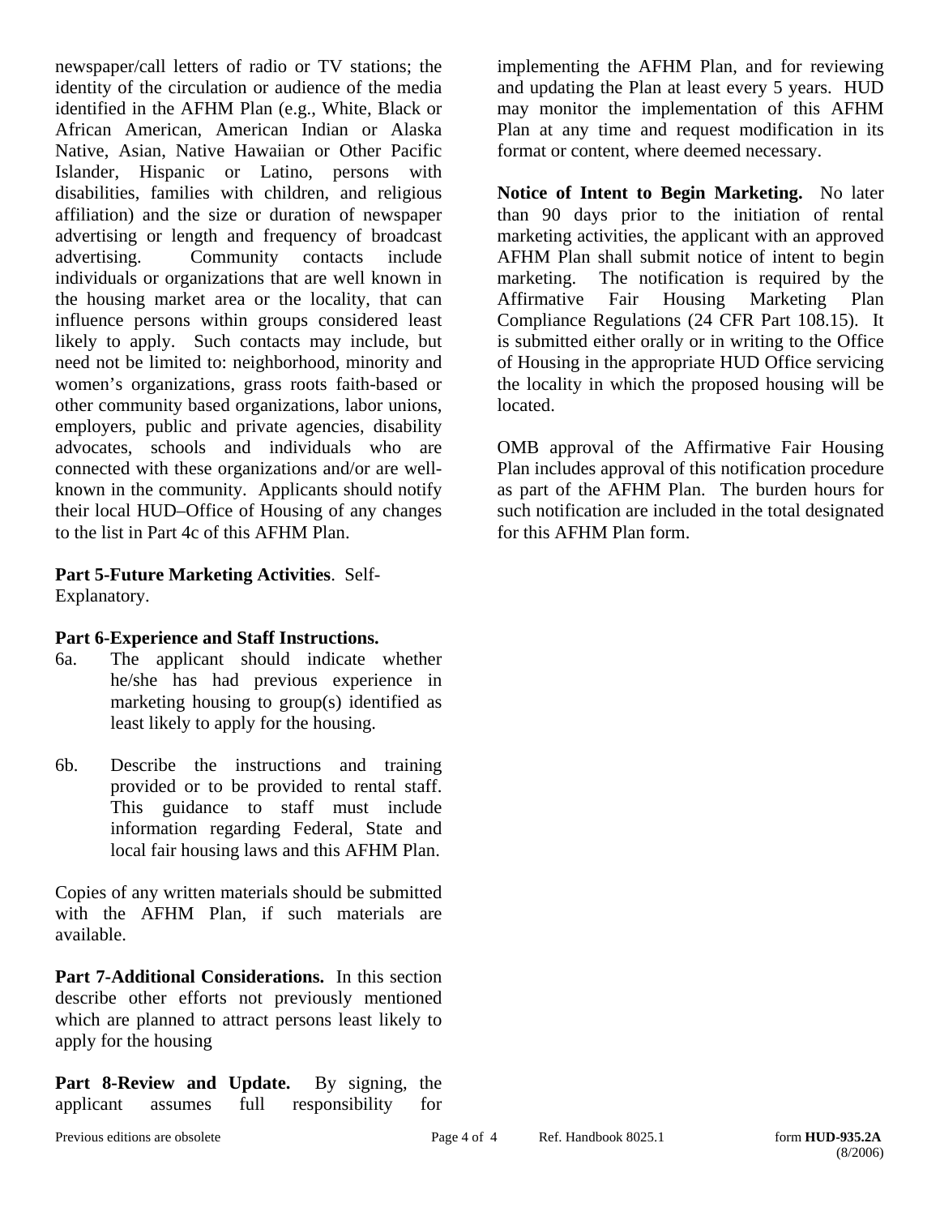newspaper/call letters of radio or TV stations; the identity of the circulation or audience of the media identified in the AFHM Plan (e.g., White, Black or African American, American Indian or Alaska Native, Asian, Native Hawaiian or Other Pacific Islander, Hispanic or Latino, persons with disabilities, families with children, and religious affiliation) and the size or duration of newspaper advertising or length and frequency of broadcast advertising. Community contacts include individuals or organizations that are well known in the housing market area or the locality, that can influence persons within groups considered least likely to apply. Such contacts may include, but need not be limited to: neighborhood, minority and women's organizations, grass roots faith-based or other community based organizations, labor unions, employers, public and private agencies, disability advocates, schools and individuals who are connected with these organizations and/or are well-known in the community. Applicants should notify their local HUD–Office of Housing of any changes to the list in Part 4c of this AFHM Plan.

**Part 5-Future Marketing Activities**. Self-Explanatory.

**Part 6-Experience and Staff Instructions.**

6a. The applicant should indicate whether he/she has had previous experience in marketing housing to group(s) identified as least likely to apply for the housing.

6b. Describe the instructions and training provided or to be provided to rental staff. This guidance to staff must include information regarding Federal, State and local fair housing laws and this AFHM Plan.

Copies of any written materials should be submitted with the AFHM Plan, if such materials are available.

**Part 7-Additional Considerations.** In this section describe other efforts not previously mentioned which are planned to attract persons least likely to apply for the housing

**Part 8-Review and Update.** By signing, the applicant assumes full responsibility for implementing the AFHM Plan, and for reviewing and updating the Plan at least every 5 years. HUD may monitor the implementation of this AFHM Plan at any time and request modification in its format or content, where deemed necessary.

**Notice of Intent to Begin Marketing.** No later than 90 days prior to the initiation of rental marketing activities, the applicant with an approved AFHM Plan shall submit notice of intent to begin marketing. The notification is required by the Affirmative Fair Housing Marketing Plan Compliance Regulations (24 CFR Part 108.15). It is submitted either orally or in writing to the Office of Housing in the appropriate HUD Office servicing the locality in which the proposed housing will be located.

OMB approval of the Affirmative Fair Housing Plan includes approval of this notification procedure as part of the AFHM Plan. The burden hours for such notification are included in the total designated for this AFHM Plan form.

Previous editions are obsolete    Ref. Handbook 8025.1    form **HUD-935.2A** (8/2006)